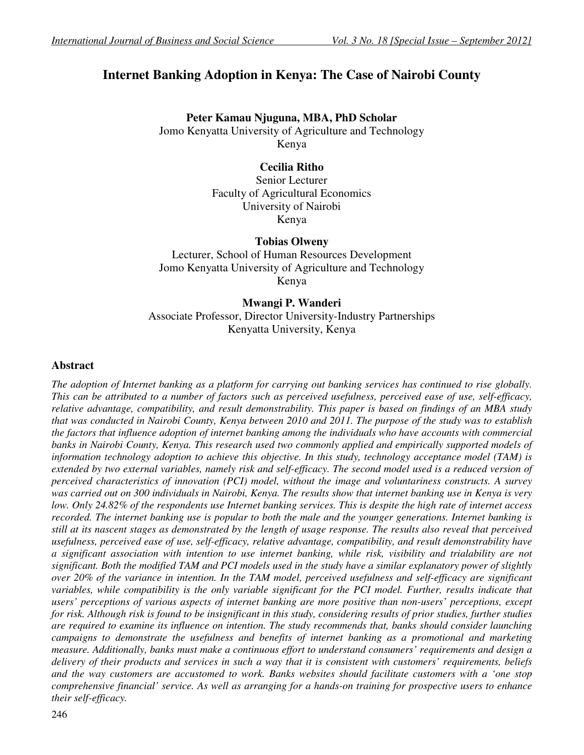# Internet Banking Adoption in Kenya: The Case of Nairobi County

**Peter Kamau Njuguna, MBA, PhD Scholar**
Jomo Kenyatta University of Agriculture and Technology
Kenya

**Cecilia Ritho**
Senior Lecturer
Faculty of Agricultural Economics
University of Nairobi
Kenya

**Tobias Olweny**
Lecturer, School of Human Resources Development
Jomo Kenyatta University of Agriculture and Technology
Kenya

**Mwangi P. Wanderi**
Associate Professor, Director University-Industry Partnerships
Kenyatta University, Kenya

## Abstract

*The adoption of Internet banking as a platform for carrying out banking services has continued to rise globally. This can be attributed to a number of factors such as perceived usefulness, perceived ease of use, self-efficacy, relative advantage, compatibility, and result demonstrability. This paper is based on findings of an MBA study that was conducted in Nairobi County, Kenya between 2010 and 2011. The purpose of the study was to establish the factors that influence adoption of internet banking among the individuals who have accounts with commercial banks in Nairobi County, Kenya. This research used two commonly applied and empirically supported models of information technology adoption to achieve this objective. In this study, technology acceptance model (TAM) is extended by two external variables, namely risk and self-efficacy. The second model used is a reduced version of perceived characteristics of innovation (PCI) model, without the image and voluntariness constructs. A survey was carried out on 300 individuals in Nairobi, Kenya. The results show that internet banking use in Kenya is very low. Only 24.82% of the respondents use Internet banking services. This is despite the high rate of internet access recorded. The internet banking use is popular to both the male and the younger generations. Internet banking is still at its nascent stages as demonstrated by the length of usage response. The results also reveal that perceived usefulness, perceived ease of use, self-efficacy, relative advantage, compatibility, and result demonstrability have a significant association with intention to use internet banking, while risk, visibility and trialability are not significant. Both the modified TAM and PCI models used in the study have a similar explanatory power of slightly over 20% of the variance in intention. In the TAM model, perceived usefulness and self-efficacy are significant variables, while compatibility is the only variable significant for the PCI model. Further, results indicate that users' perceptions of various aspects of internet banking are more positive than non-users' perceptions, except for risk. Although risk is found to be insignificant in this study, considering results of prior studies, further studies are required to examine its influence on intention. The study recommends that, banks should consider launching campaigns to demonstrate the usefulness and benefits of internet banking as a promotional and marketing measure. Additionally, banks must make a continuous effort to understand consumers' requirements and design a delivery of their products and services in such a way that it is consistent with customers' requirements, beliefs and the way customers are accustomed to work. Banks websites should facilitate customers with a 'one stop comprehensive financial' service. As well as arranging for a hands-on training for prospective users to enhance their self-efficacy.*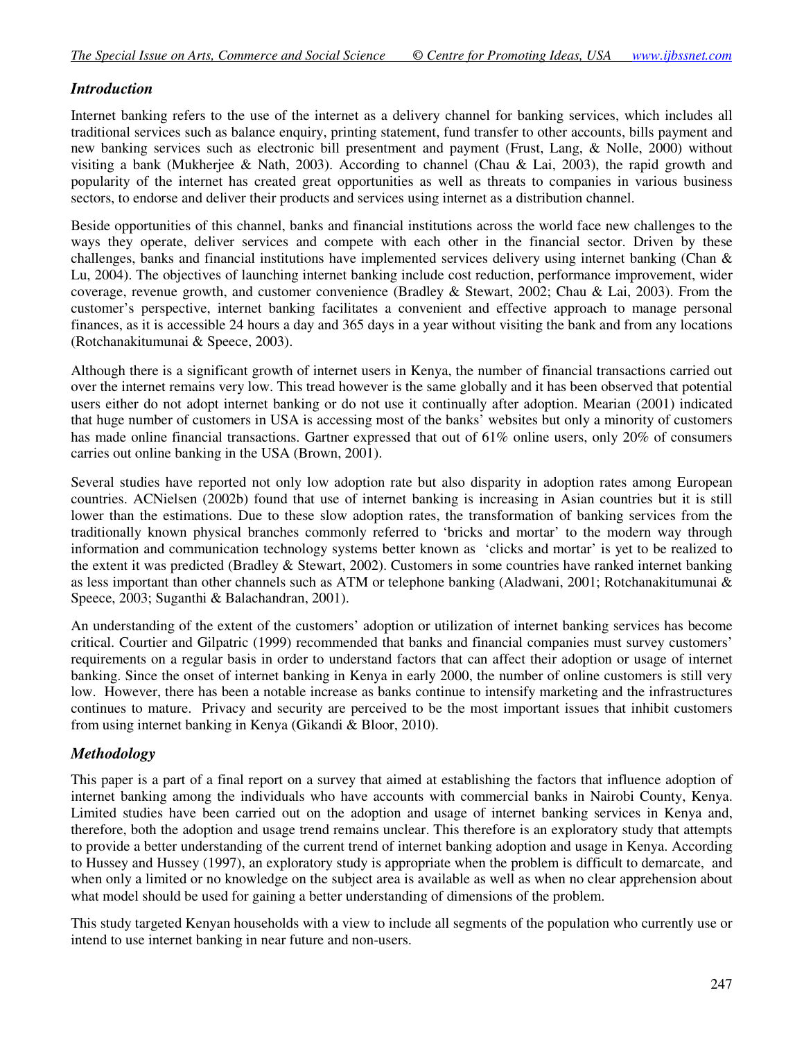### *Introduction*

Internet banking refers to the use of the internet as a delivery channel for banking services, which includes all traditional services such as balance enquiry, printing statement, fund transfer to other accounts, bills payment and new banking services such as electronic bill presentment and payment (Frust, Lang, & Nolle, 2000) without visiting a bank (Mukherjee & Nath, 2003). According to channel (Chau & Lai, 2003), the rapid growth and popularity of the internet has created great opportunities as well as threats to companies in various business sectors, to endorse and deliver their products and services using internet as a distribution channel.

Beside opportunities of this channel, banks and financial institutions across the world face new challenges to the ways they operate, deliver services and compete with each other in the financial sector. Driven by these challenges, banks and financial institutions have implemented services delivery using internet banking (Chan & Lu, 2004). The objectives of launching internet banking include cost reduction, performance improvement, wider coverage, revenue growth, and customer convenience (Bradley & Stewart, 2002; Chau & Lai, 2003). From the customer's perspective, internet banking facilitates a convenient and effective approach to manage personal finances, as it is accessible 24 hours a day and 365 days in a year without visiting the bank and from any locations (Rotchanakitumunai & Speece, 2003).

Although there is a significant growth of internet users in Kenya, the number of financial transactions carried out over the internet remains very low. This tread however is the same globally and it has been observed that potential users either do not adopt internet banking or do not use it continually after adoption. Mearian (2001) indicated that huge number of customers in USA is accessing most of the banks' websites but only a minority of customers has made online financial transactions. Gartner expressed that out of 61% online users, only 20% of consumers carries out online banking in the USA (Brown, 2001).

Several studies have reported not only low adoption rate but also disparity in adoption rates among European countries. ACNielsen (2002b) found that use of internet banking is increasing in Asian countries but it is still lower than the estimations. Due to these slow adoption rates, the transformation of banking services from the traditionally known physical branches commonly referred to 'bricks and mortar' to the modern way through information and communication technology systems better known as 'clicks and mortar' is yet to be realized to the extent it was predicted (Bradley & Stewart, 2002). Customers in some countries have ranked internet banking as less important than other channels such as ATM or telephone banking (Aladwani, 2001; Rotchanakitumunai & Speece, 2003; Suganthi & Balachandran, 2001).

An understanding of the extent of the customers' adoption or utilization of internet banking services has become critical. Courtier and Gilpatric (1999) recommended that banks and financial companies must survey customers' requirements on a regular basis in order to understand factors that can affect their adoption or usage of internet banking. Since the onset of internet banking in Kenya in early 2000, the number of online customers is still very low. However, there has been a notable increase as banks continue to intensify marketing and the infrastructures continues to mature. Privacy and security are perceived to be the most important issues that inhibit customers from using internet banking in Kenya (Gikandi & Bloor, 2010).

### *Methodology*

This paper is a part of a final report on a survey that aimed at establishing the factors that influence adoption of internet banking among the individuals who have accounts with commercial banks in Nairobi County, Kenya. Limited studies have been carried out on the adoption and usage of internet banking services in Kenya and, therefore, both the adoption and usage trend remains unclear. This therefore is an exploratory study that attempts to provide a better understanding of the current trend of internet banking adoption and usage in Kenya. According to Hussey and Hussey (1997), an exploratory study is appropriate when the problem is difficult to demarcate, and when only a limited or no knowledge on the subject area is available as well as when no clear apprehension about what model should be used for gaining a better understanding of dimensions of the problem.

This study targeted Kenyan households with a view to include all segments of the population who currently use or intend to use internet banking in near future and non-users.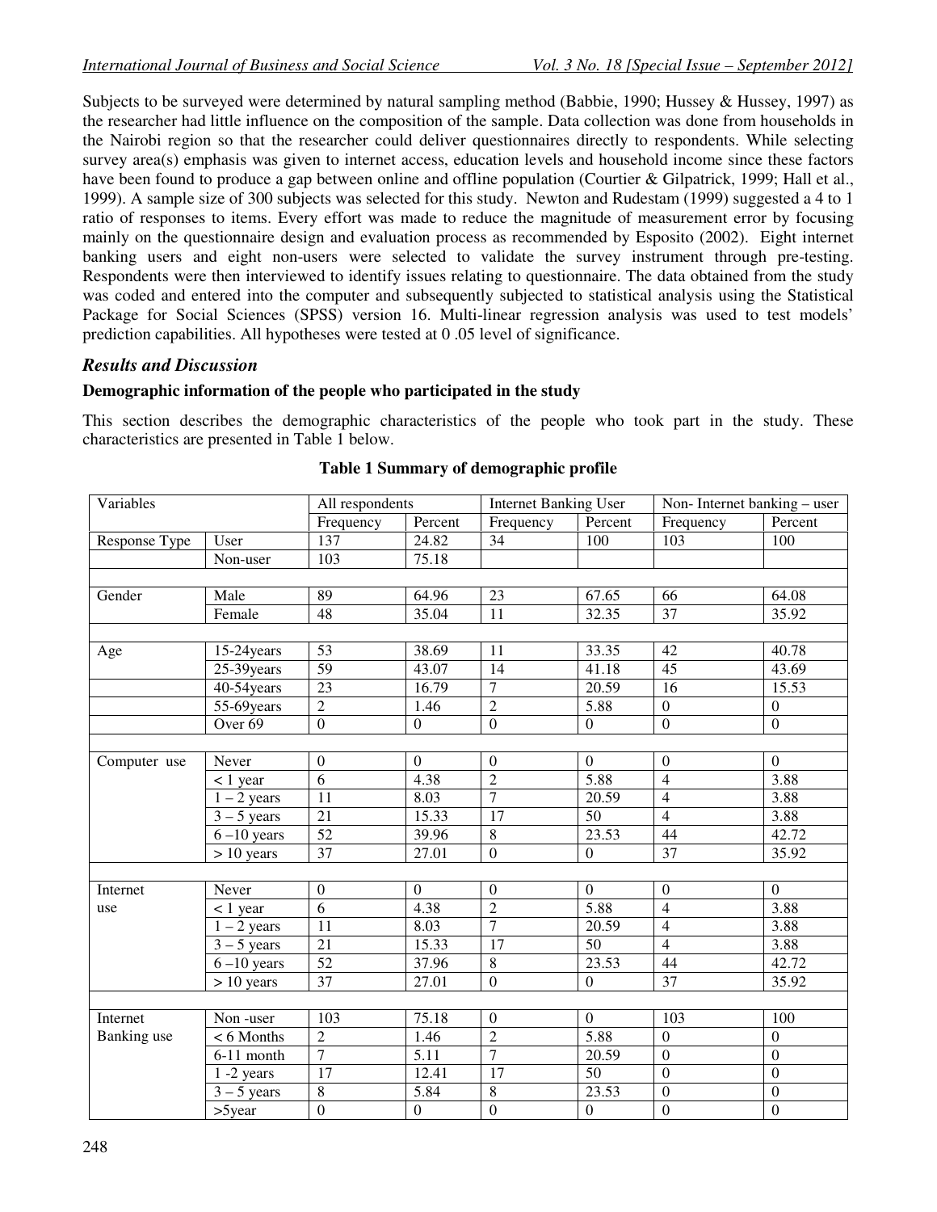Subjects to be surveyed were determined by natural sampling method (Babbie, 1990; Hussey & Hussey, 1997) as the researcher had little influence on the composition of the sample. Data collection was done from households in the Nairobi region so that the researcher could deliver questionnaires directly to respondents. While selecting survey area(s) emphasis was given to internet access, education levels and household income since these factors have been found to produce a gap between online and offline population (Courtier & Gilpatrick, 1999; Hall et al., 1999). A sample size of 300 subjects was selected for this study. Newton and Rudestam (1999) suggested a 4 to 1 ratio of responses to items. Every effort was made to reduce the magnitude of measurement error by focusing mainly on the questionnaire design and evaluation process as recommended by Esposito (2002). Eight internet banking users and eight non-users were selected to validate the survey instrument through pre-testing. Respondents were then interviewed to identify issues relating to questionnaire. The data obtained from the study was coded and entered into the computer and subsequently subjected to statistical analysis using the Statistical Package for Social Sciences (SPSS) version 16. Multi-linear regression analysis was used to test models' prediction capabilities. All hypotheses were tested at 0 .05 level of significance.

## *Results and Discussion*

### Demographic information of the people who participated in the study

This section describes the demographic characteristics of the people who took part in the study. These characteristics are presented in Table 1 below.

**Table 1 Summary of demographic profile**

| Variables | | All respondents | | Internet Banking User | | Non- Internet banking – user | |
|---|---|---|---|---|---|---|---|
| | | Frequency | Percent | Frequency | Percent | Frequency | Percent |
| Response Type | User | 137 | 24.82 | 34 | 100 | 103 | 100 |
| | Non-user | 103 | 75.18 | | | | |
| | | | | | | | |
| Gender | Male | 89 | 64.96 | 23 | 67.65 | 66 | 64.08 |
| | Female | 48 | 35.04 | 11 | 32.35 | 37 | 35.92 |
| | | | | | | | |
| Age | 15-24years | 53 | 38.69 | 11 | 33.35 | 42 | 40.78 |
| | 25-39years | 59 | 43.07 | 14 | 41.18 | 45 | 43.69 |
| | 40-54years | 23 | 16.79 | 7 | 20.59 | 16 | 15.53 |
| | 55-69years | 2 | 1.46 | 2 | 5.88 | 0 | 0 |
| | Over 69 | 0 | 0 | 0 | 0 | 0 | 0 |
| | | | | | | | |
| Computer use | Never | 0 | 0 | 0 | 0 | 0 | 0 |
| | < 1 year | 6 | 4.38 | 2 | 5.88 | 4 | 3.88 |
| | 1 – 2 years | 11 | 8.03 | 7 | 20.59 | 4 | 3.88 |
| | 3 – 5 years | 21 | 15.33 | 17 | 50 | 4 | 3.88 |
| | 6 –10 years | 52 | 39.96 | 8 | 23.53 | 44 | 42.72 |
| | > 10 years | 37 | 27.01 | 0 | 0 | 37 | 35.92 |
| | | | | | | | |
| Internet use | Never | 0 | 0 | 0 | 0 | 0 | 0 |
| | < 1 year | 6 | 4.38 | 2 | 5.88 | 4 | 3.88 |
| | 1 – 2 years | 11 | 8.03 | 7 | 20.59 | 4 | 3.88 |
| | 3 – 5 years | 21 | 15.33 | 17 | 50 | 4 | 3.88 |
| | 6 –10 years | 52 | 37.96 | 8 | 23.53 | 44 | 42.72 |
| | > 10 years | 37 | 27.01 | 0 | 0 | 37 | 35.92 |
| | | | | | | | |
| Internet Banking use | Non -user | 103 | 75.18 | 0 | 0 | 103 | 100 |
| | < 6 Months | 2 | 1.46 | 2 | 5.88 | 0 | 0 |
| | 6-11 month | 7 | 5.11 | 7 | 20.59 | 0 | 0 |
| | 1 -2 years | 17 | 12.41 | 17 | 50 | 0 | 0 |
| | 3 – 5 years | 8 | 5.84 | 8 | 23.53 | 0 | 0 |
| | >5year | 0 | 0 | 0 | 0 | 0 | 0 |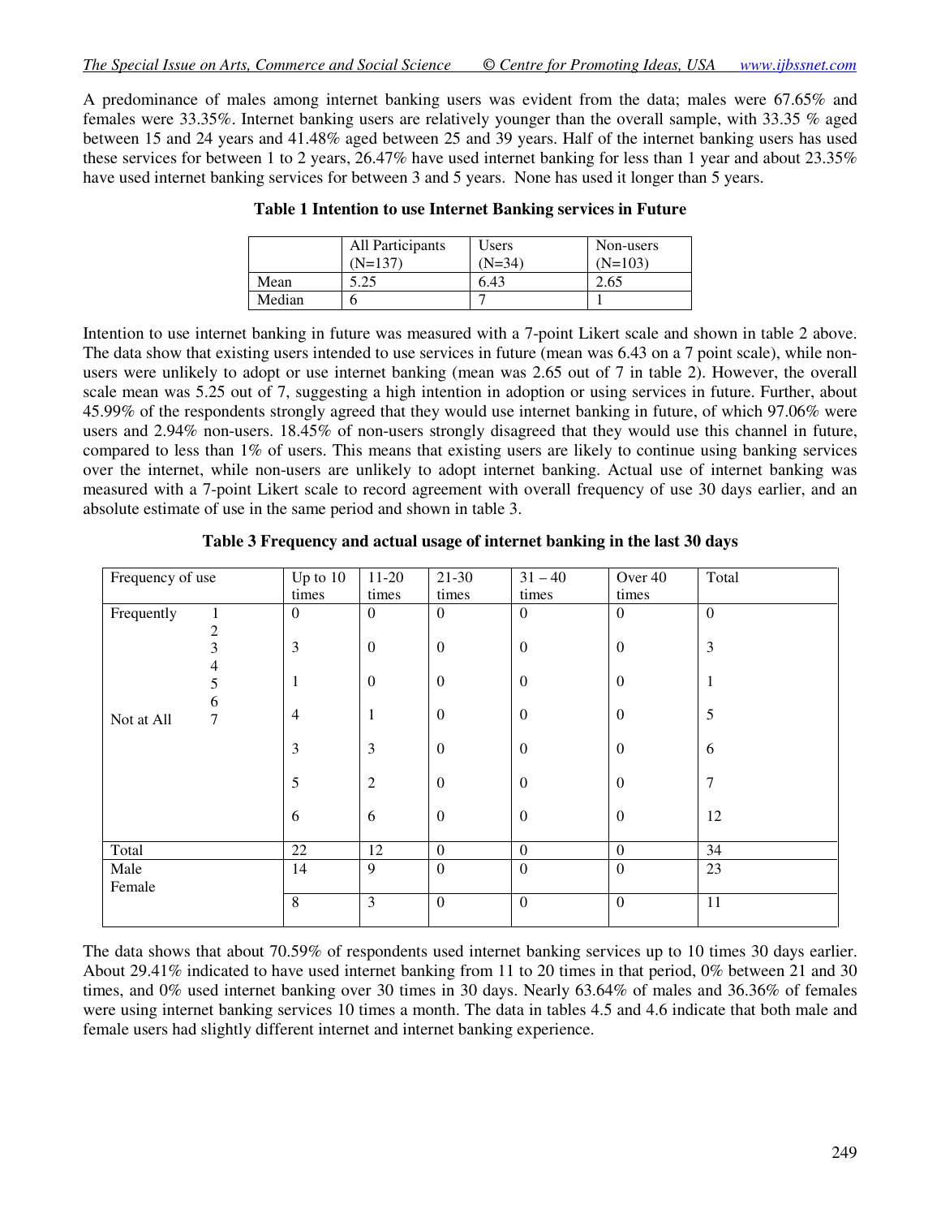A predominance of males among internet banking users was evident from the data; males were 67.65% and females were 33.35%. Internet banking users are relatively younger than the overall sample, with 33.35 % aged between 15 and 24 years and 41.48% aged between 25 and 39 years. Half of the internet banking users has used these services for between 1 to 2 years, 26.47% have used internet banking for less than 1 year and about 23.35% have used internet banking services for between 3 and 5 years. None has used it longer than 5 years.

**Table 1 Intention to use Internet Banking services in Future**

| | All Participants (N=137) | Users (N=34) | Non-users (N=103) |
|---|---|---|---|
| Mean | 5.25 | 6.43 | 2.65 |
| Median | 6 | 7 | 1 |

Intention to use internet banking in future was measured with a 7-point Likert scale and shown in table 2 above. The data show that existing users intended to use services in future (mean was 6.43 on a 7 point scale), while non-users were unlikely to adopt or use internet banking (mean was 2.65 out of 7 in table 2). However, the overall scale mean was 5.25 out of 7, suggesting a high intention in adoption or using services in future. Further, about 45.99% of the respondents strongly agreed that they would use internet banking in future, of which 97.06% were users and 2.94% non-users. 18.45% of non-users strongly disagreed that they would use this channel in future, compared to less than 1% of users. This means that existing users are likely to continue using banking services over the internet, while non-users are unlikely to adopt internet banking. Actual use of internet banking was measured with a 7-point Likert scale to record agreement with overall frequency of use 30 days earlier, and an absolute estimate of use in the same period and shown in table 3.

**Table 3 Frequency and actual usage of internet banking in the last 30 days**

| Frequency of use | | Up to 10 times | 11-20 times | 21-30 times | 31 – 40 times | Over 40 times | Total |
|---|---|---|---|---|---|---|---|
| Frequently | 1 | 0 | 0 | 0 | 0 | 0 | 0 |
| | 2 | 3 | 0 | 0 | 0 | 0 | 3 |
| | 3 | 1 | 0 | 0 | 0 | 0 | 1 |
| | 4 | 4 | 1 | 0 | 0 | 0 | 5 |
| | 5 | 3 | 3 | 0 | 0 | 0 | 6 |
| | 6 | 5 | 2 | 0 | 0 | 0 | 7 |
| Not at All | 7 | 6 | 6 | 0 | 0 | 0 | 12 |
| Total | | 22 | 12 | 0 | 0 | 0 | 34 |
| Male | | 14 | 9 | 0 | 0 | 0 | 23 |
| Female | | 8 | 3 | 0 | 0 | 0 | 11 |

The data shows that about 70.59% of respondents used internet banking services up to 10 times 30 days earlier. About 29.41% indicated to have used internet banking from 11 to 20 times in that period, 0% between 21 and 30 times, and 0% used internet banking over 30 times in 30 days. Nearly 63.64% of males and 36.36% of females were using internet banking services 10 times a month. The data in tables 4.5 and 4.6 indicate that both male and female users had slightly different internet and internet banking experience.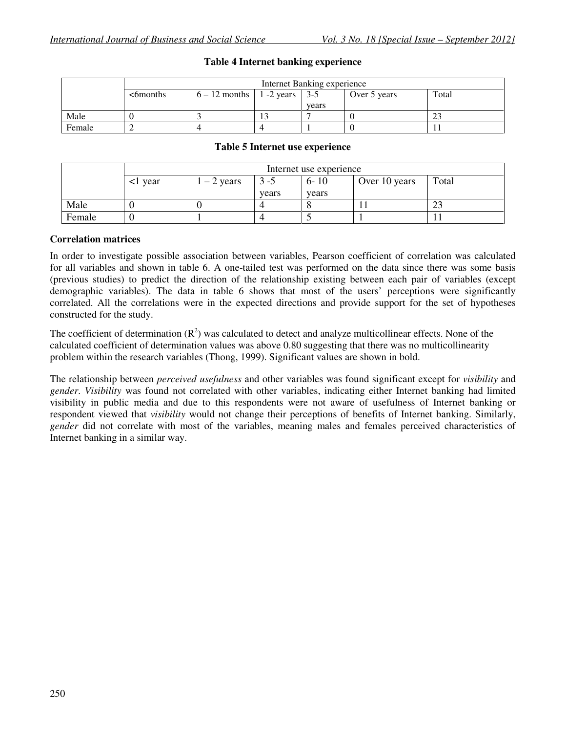**Table 4 Internet banking experience**

| | Internet Banking experience | | | | | |
|---|---|---|---|---|---|---|
| | <6months | 6 – 12 months | 1 -2 years | 3-5 years | Over 5 years | Total |
| Male | 0 | 3 | 13 | 7 | 0 | 23 |
| Female | 2 | 4 | 4 | 1 | 0 | 11 |

**Table 5 Internet use experience**

| | Internet use experience | | | | | |
|---|---|---|---|---|---|---|
| | <1 year | 1 – 2 years | 3 -5 years | 6- 10 years | Over 10 years | Total |
| Male | 0 | 0 | 4 | 8 | 11 | 23 |
| Female | 0 | 1 | 4 | 5 | 1 | 11 |

**Correlation matrices**

In order to investigate possible association between variables, Pearson coefficient of correlation was calculated for all variables and shown in table 6. A one-tailed test was performed on the data since there was some basis (previous studies) to predict the direction of the relationship existing between each pair of variables (except demographic variables). The data in table 6 shows that most of the users' perceptions were significantly correlated. All the correlations were in the expected directions and provide support for the set of hypotheses constructed for the study.

The coefficient of determination ($R^2$) was calculated to detect and analyze multicollinear effects. None of the calculated coefficient of determination values was above 0.80 suggesting that there was no multicollinearity problem within the research variables (Thong, 1999). Significant values are shown in bold.

The relationship between *perceived usefulness* and other variables was found significant except for *visibility* and *gender*. *Visibility* was found not correlated with other variables, indicating either Internet banking had limited visibility in public media and due to this respondents were not aware of usefulness of Internet banking or respondent viewed that *visibility* would not change their perceptions of benefits of Internet banking. Similarly, *gender* did not correlate with most of the variables, meaning males and females perceived characteristics of Internet banking in a similar way.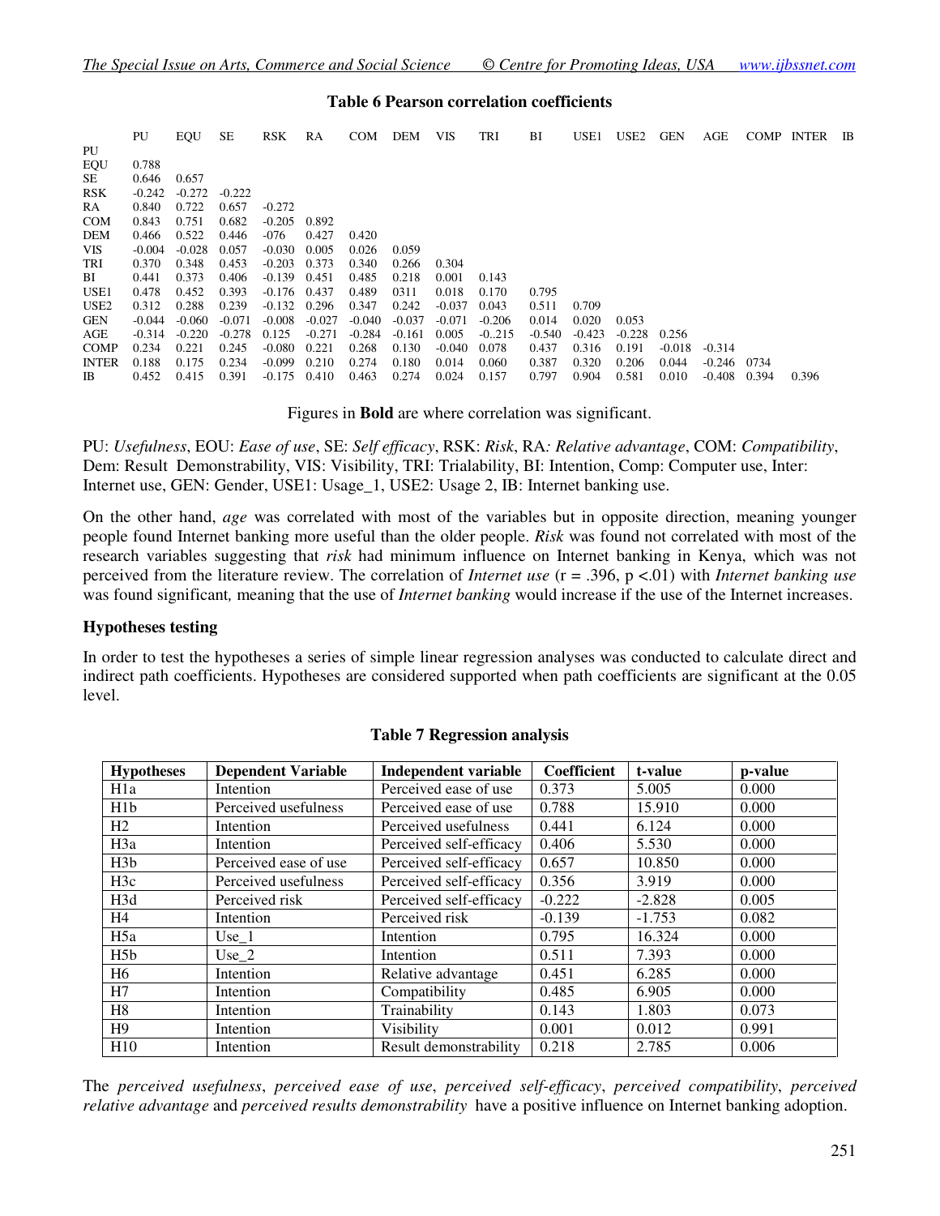**Table 6 Pearson correlation coefficients**

| | PU | EQU | SE | RSK | RA | COM | DEM | VIS | TRI | BI | USE1 | USE2 | GEN | AGE | COMP | INTER | IB |
|---|---|---|---|---|---|---|---|---|---|---|---|---|---|---|---|---|---|
| PU | | | | | | | | | | | | | | | | | |
| EQU | 0.788 | | | | | | | | | | | | | | | | |
| SE | 0.646 | 0.657 | | | | | | | | | | | | | | | |
| RSK | -0.242 | -0.272 | -0.222 | | | | | | | | | | | | | | |
| RA | 0.840 | 0.722 | 0.657 | -0.272 | | | | | | | | | | | | | |
| COM | 0.843 | 0.751 | 0.682 | -0.205 | 0.892 | | | | | | | | | | | | |
| DEM | 0.466 | 0.522 | 0.446 | -076 | 0.427 | 0.420 | | | | | | | | | | | |
| VIS | -0.004 | -0.028 | 0.057 | -0.030 | 0.005 | 0.026 | 0.059 | | | | | | | | | | |
| TRI | 0.370 | 0.348 | 0.453 | -0.203 | 0.373 | 0.340 | 0.266 | 0.304 | | | | | | | | | |
| BI | 0.441 | 0.373 | 0.406 | -0.139 | 0.451 | 0.485 | 0.218 | 0.001 | 0.143 | | | | | | | | |
| USE1 | 0.478 | 0.452 | 0.393 | -0.176 | 0.437 | 0.489 | 0311 | 0.018 | 0.170 | 0.795 | | | | | | | |
| USE2 | 0.312 | 0.288 | 0.239 | -0.132 | 0.296 | 0.347 | 0.242 | -0.037 | 0.043 | 0.511 | 0.709 | | | | | | |
| GEN | -0.044 | -0.060 | -0.071 | -0.008 | -0.027 | -0.040 | -0.037 | -0.071 | -0.206 | 0.014 | 0.020 | 0.053 | | | | | |
| AGE | -0.314 | -0.220 | -0.278 | 0.125 | -0.271 | -0.284 | -0.161 | 0.005 | -0..215 | -0.540 | -0.423 | -0.228 | 0.256 | | | | |
| COMP | 0.234 | 0.221 | 0.245 | -0.080 | 0.221 | 0.268 | 0.130 | -0.040 | 0.078 | 0.437 | 0.316 | 0.191 | -0.018 | -0.314 | | | |
| INTER | 0.188 | 0.175 | 0.234 | -0.099 | 0.210 | 0.274 | 0.180 | 0.014 | 0.060 | 0.387 | 0.320 | 0.206 | 0.044 | -0.246 | 0734 | | |
| IB | 0.452 | 0.415 | 0.391 | -0.175 | 0.410 | 0.463 | 0.274 | 0.024 | 0.157 | 0.797 | 0.904 | 0.581 | 0.010 | -0.408 | 0.394 | 0.396 | |

Figures in **Bold** are where correlation was significant.

PU: *Usefulness*, EOU: *Ease of use*, SE: *Self efficacy*, RSK: *Risk*, RA*: Relative advantage*, COM: *Compatibility*, Dem: Result Demonstrability, VIS: Visibility, TRI: Trialability, BI: Intention, Comp: Computer use, Inter: Internet use, GEN: Gender, USE1: Usage_1, USE2: Usage 2, IB: Internet banking use.

On the other hand, *age* was correlated with most of the variables but in opposite direction, meaning younger people found Internet banking more useful than the older people. *Risk* was found not correlated with most of the research variables suggesting that *risk* had minimum influence on Internet banking in Kenya, which was not perceived from the literature review. The correlation of *Internet use* ($r = .396$, $p < .01$) with *Internet banking use* was found significant*,* meaning that the use of *Internet banking* would increase if the use of the Internet increases.

### Hypotheses testing

In order to test the hypotheses a series of simple linear regression analyses was conducted to calculate direct and indirect path coefficients. Hypotheses are considered supported when path coefficients are significant at the 0.05 level.

**Table 7 Regression analysis**

| Hypotheses | Dependent Variable | Independent variable | Coefficient | t-value | p-value |
|---|---|---|---|---|---|
| H1a | Intention | Perceived ease of use | 0.373 | 5.005 | 0.000 |
| H1b | Perceived usefulness | Perceived ease of use | 0.788 | 15.910 | 0.000 |
| H2 | Intention | Perceived usefulness | 0.441 | 6.124 | 0.000 |
| H3a | Intention | Perceived self-efficacy | 0.406 | 5.530 | 0.000 |
| H3b | Perceived ease of use | Perceived self-efficacy | 0.657 | 10.850 | 0.000 |
| H3c | Perceived usefulness | Perceived self-efficacy | 0.356 | 3.919 | 0.000 |
| H3d | Perceived risk | Perceived self-efficacy | -0.222 | -2.828 | 0.005 |
| H4 | Intention | Perceived risk | -0.139 | -1.753 | 0.082 |
| H5a | Use_1 | Intention | 0.795 | 16.324 | 0.000 |
| H5b | Use_2 | Intention | 0.511 | 7.393 | 0.000 |
| H6 | Intention | Relative advantage | 0.451 | 6.285 | 0.000 |
| H7 | Intention | Compatibility | 0.485 | 6.905 | 0.000 |
| H8 | Intention | Trainability | 0.143 | 1.803 | 0.073 |
| H9 | Intention | Visibility | 0.001 | 0.012 | 0.991 |
| H10 | Intention | Result demonstrability | 0.218 | 2.785 | 0.006 |

The *perceived usefulness*, *perceived ease of use*, *perceived self-efficacy*, *perceived compatibility*, *perceived relative advantage* and *perceived results demonstrability* have a positive influence on Internet banking adoption.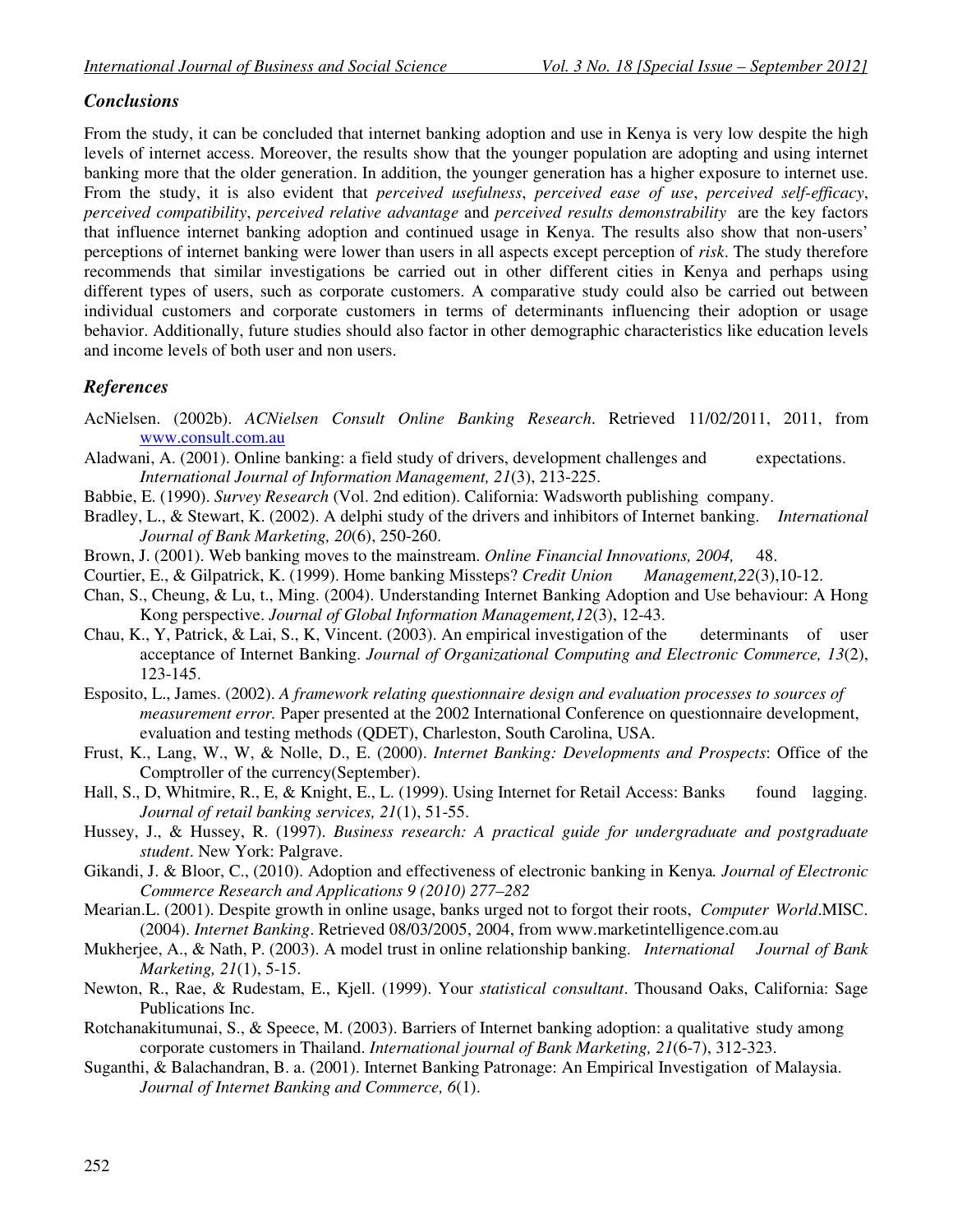## *Conclusions*

From the study, it can be concluded that internet banking adoption and use in Kenya is very low despite the high levels of internet access. Moreover, the results show that the younger population are adopting and using internet banking more that the older generation. In addition, the younger generation has a higher exposure to internet use. From the study, it is also evident that *perceived usefulness*, *perceived ease of use*, *perceived self-efficacy*, *perceived compatibility*, *perceived relative advantage* and *perceived results demonstrability* are the key factors that influence internet banking adoption and continued usage in Kenya. The results also show that non-users' perceptions of internet banking were lower than users in all aspects except perception of *risk*. The study therefore recommends that similar investigations be carried out in other different cities in Kenya and perhaps using different types of users, such as corporate customers. A comparative study could also be carried out between individual customers and corporate customers in terms of determinants influencing their adoption or usage behavior. Additionally, future studies should also factor in other demographic characteristics like education levels and income levels of both user and non users.

## *References*

AcNielsen. (2002b). *ACNielsen Consult Online Banking Research*. Retrieved 11/02/2011, 2011, from www.consult.com.au

Aladwani, A. (2001). Online banking: a field study of drivers, development challenges and expectations. *International Journal of Information Management, 21*(3), 213-225.

Babbie, E. (1990). *Survey Research* (Vol. 2nd edition). California: Wadsworth publishing company.

Bradley, L., & Stewart, K. (2002). A delphi study of the drivers and inhibitors of Internet banking. *International Journal of Bank Marketing, 20*(6), 250-260.

Brown, J. (2001). Web banking moves to the mainstream. *Online Financial Innovations, 2004,* 48.

Courtier, E., & Gilpatrick, K. (1999). Home banking Missteps? *Credit Union Management,22*(3),10-12.

Chan, S., Cheung, & Lu, t., Ming. (2004). Understanding Internet Banking Adoption and Use behaviour: A Hong Kong perspective. *Journal of Global Information Management,12*(3), 12-43.

Chau, K., Y, Patrick, & Lai, S., K, Vincent. (2003). An empirical investigation of the determinants of user acceptance of Internet Banking. *Journal of Organizational Computing and Electronic Commerce, 13*(2), 123-145.

Esposito, L., James. (2002). *A framework relating questionnaire design and evaluation processes to sources of measurement error.* Paper presented at the 2002 International Conference on questionnaire development, evaluation and testing methods (QDET), Charleston, South Carolina, USA.

Frust, K., Lang, W., W, & Nolle, D., E. (2000). *Internet Banking: Developments and Prospects*: Office of the Comptroller of the currency(September).

Hall, S., D, Whitmire, R., E, & Knight, E., L. (1999). Using Internet for Retail Access: Banks found lagging. *Journal of retail banking services, 21*(1), 51-55.

Hussey, J., & Hussey, R. (1997). *Business research: A practical guide for undergraduate and postgraduate student*. New York: Palgrave.

Gikandi, J. & Bloor, C., (2010). Adoption and effectiveness of electronic banking in Kenya*. Journal of Electronic Commerce Research and Applications 9 (2010) 277–282*

Mearian.L. (2001). Despite growth in online usage, banks urged not to forgot their roots, *Computer World*.MISC. (2004). *Internet Banking*. Retrieved 08/03/2005, 2004, from www.marketintelligence.com.au

Mukherjee, A., & Nath, P. (2003). A model trust in online relationship banking. *International Journal of Bank Marketing, 21*(1), 5-15.

Newton, R., Rae, & Rudestam, E., Kjell. (1999). Your *statistical consultant*. Thousand Oaks, California: Sage Publications Inc.

Rotchanakitumunai, S., & Speece, M. (2003). Barriers of Internet banking adoption: a qualitative study among corporate customers in Thailand. *International journal of Bank Marketing, 21*(6-7), 312-323.

Suganthi, & Balachandran, B. a. (2001). Internet Banking Patronage: An Empirical Investigation of Malaysia. *Journal of Internet Banking and Commerce, 6*(1).